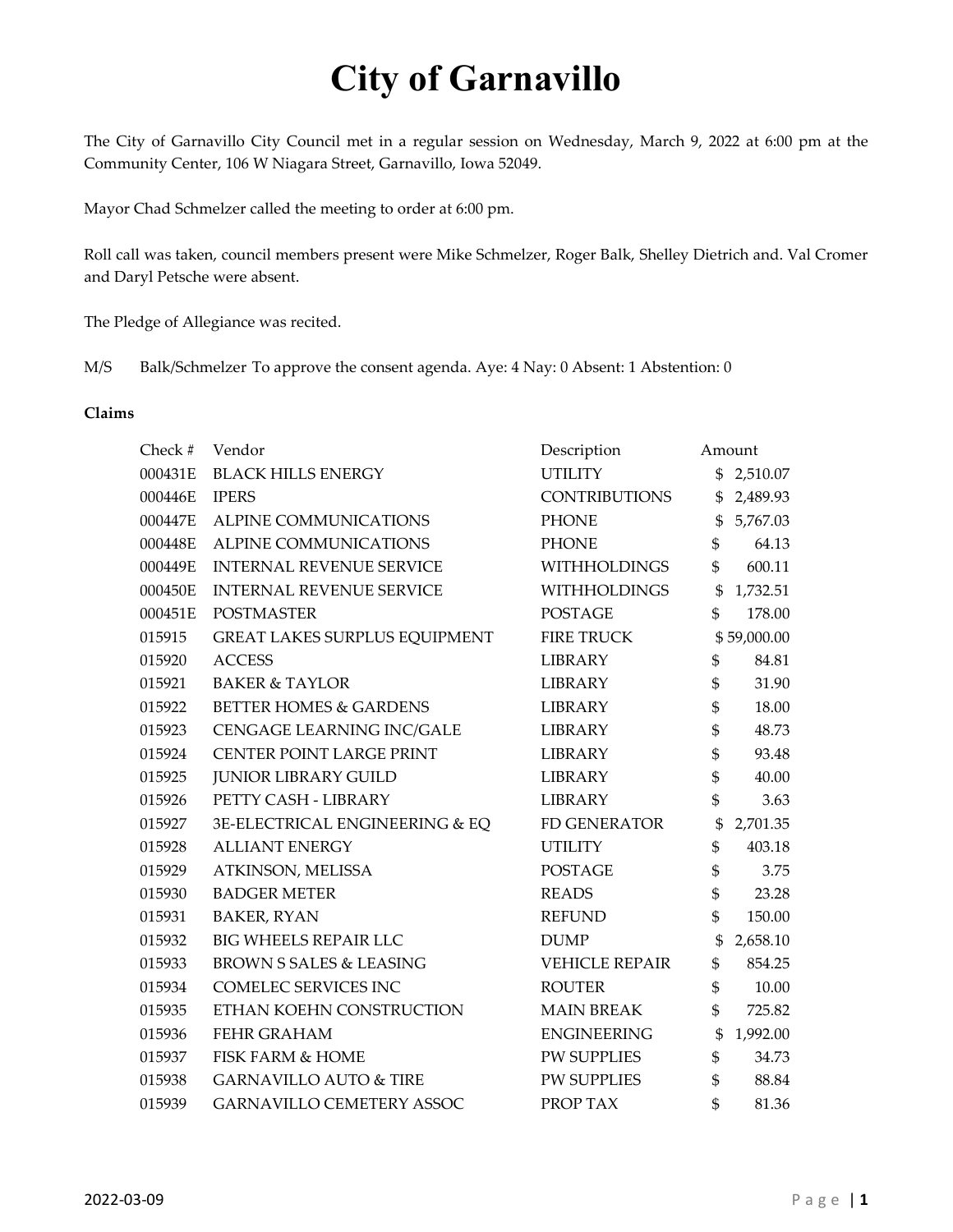# City of Garnavillo

The City of Garnavillo City Council met in a regular session on Wednesday, March 9, 2022 at 6:00 pm at the Community Center, 106 W Niagara Street, Garnavillo, Iowa 52049.

Mayor Chad Schmelzer called the meeting to order at 6:00 pm.

Roll call was taken, council members present were Mike Schmelzer, Roger Balk, Shelley Dietrich and. Val Cromer and Daryl Petsche were absent.

The Pledge of Allegiance was recited.

M/S Balk/Schmelzer To approve the consent agenda. Aye: 4 Nay: 0 Absent: 1 Abstention: 0

**Claims**

| Check # | Vendor | Description | Amount |
|---|---|---|---|
| 000431E | BLACK HILLS ENERGY | UTILITY | $ 2,510.07 |
| 000446E | IPERS | CONTRIBUTIONS | $ 2,489.93 |
| 000447E | ALPINE COMMUNICATIONS | PHONE | $ 5,767.03 |
| 000448E | ALPINE COMMUNICATIONS | PHONE | $ 64.13 |
| 000449E | INTERNAL REVENUE SERVICE | WITHHOLDINGS | $ 600.11 |
| 000450E | INTERNAL REVENUE SERVICE | WITHHOLDINGS | $ 1,732.51 |
| 000451E | POSTMASTER | POSTAGE | $ 178.00 |
| 015915 | GREAT LAKES SURPLUS EQUIPMENT | FIRE TRUCK | $ 59,000.00 |
| 015920 | ACCESS | LIBRARY | $ 84.81 |
| 015921 | BAKER & TAYLOR | LIBRARY | $ 31.90 |
| 015922 | BETTER HOMES & GARDENS | LIBRARY | $ 18.00 |
| 015923 | CENGAGE LEARNING INC/GALE | LIBRARY | $ 48.73 |
| 015924 | CENTER POINT LARGE PRINT | LIBRARY | $ 93.48 |
| 015925 | JUNIOR LIBRARY GUILD | LIBRARY | $ 40.00 |
| 015926 | PETTY CASH - LIBRARY | LIBRARY | $ 3.63 |
| 015927 | 3E-ELECTRICAL ENGINEERING & EQ | FD GENERATOR | $ 2,701.35 |
| 015928 | ALLIANT ENERGY | UTILITY | $ 403.18 |
| 015929 | ATKINSON, MELISSA | POSTAGE | $ 3.75 |
| 015930 | BADGER METER | READS | $ 23.28 |
| 015931 | BAKER, RYAN | REFUND | $ 150.00 |
| 015932 | BIG WHEELS REPAIR LLC | DUMP | $ 2,658.10 |
| 015933 | BROWN S SALES & LEASING | VEHICLE REPAIR | $ 854.25 |
| 015934 | COMELEC SERVICES INC | ROUTER | $ 10.00 |
| 015935 | ETHAN KOEHN CONSTRUCTION | MAIN BREAK | $ 725.82 |
| 015936 | FEHR GRAHAM | ENGINEERING | $ 1,992.00 |
| 015937 | FISK FARM & HOME | PW SUPPLIES | $ 34.73 |
| 015938 | GARNAVILLO AUTO & TIRE | PW SUPPLIES | $ 88.84 |
| 015939 | GARNAVILLO CEMETERY ASSOC | PROP TAX | $ 81.36 |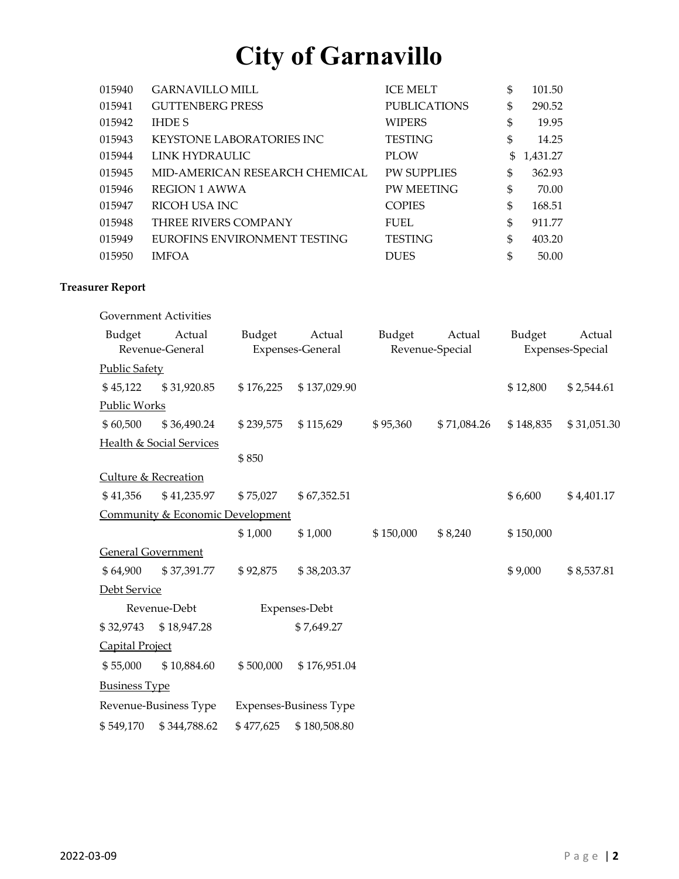# City of Garnavillo

| | | | |
|---|---|---|---|
| 015940 | GARNAVILLO MILL | ICE MELT | $ 101.50 |
| 015941 | GUTTENBERG PRESS | PUBLICATIONS | $ 290.52 |
| 015942 | IHDE S | WIPERS | $ 19.95 |
| 015943 | KEYSTONE LABORATORIES INC | TESTING | $ 14.25 |
| 015944 | LINK HYDRAULIC | PLOW | $ 1,431.27 |
| 015945 | MID-AMERICAN RESEARCH CHEMICAL | PW SUPPLIES | $ 362.93 |
| 015946 | REGION 1 AWWA | PW MEETING | $ 70.00 |
| 015947 | RICOH USA INC | COPIES | $ 168.51 |
| 015948 | THREE RIVERS COMPANY | FUEL | $ 911.77 |
| 015949 | EUROFINS ENVIRONMENT TESTING | TESTING | $ 403.20 |
| 015950 | IMFOA | DUES | $ 50.00 |

**Treasurer Report**

Government Activities

| Budget | Actual | Budget | Actual | Budget | Actual | Budget | Actual |
|---|---|---|---|---|---|---|---|
| Revenue-General | | Expenses-General | | Revenue-Special | | Expenses-Special | |
| Public Safety | | | | | | | |
| $ 45,122 | $ 31,920.85 | $ 176,225 | $ 137,029.90 | | | $ 12,800 | $ 2,544.61 |
| Public Works | | | | | | | |
| $ 60,500 | $ 36,490.24 | $ 239,575 | $ 115,629 | $ 95,360 | $ 71,084.26 | $ 148,835 | $ 31,051.30 |
| Health & Social Services | | | | | | | |
| | | $ 850 | | | | | |
| Culture & Recreation | | | | | | | |
| $ 41,356 | $ 41,235.97 | $ 75,027 | $ 67,352.51 | | | $ 6,600 | $ 4,401.17 |
| Community & Economic Development | | | | | | | |
| | | $ 1,000 | $ 1,000 | $ 150,000 | $ 8,240 | $ 150,000 | |
| General Government | | | | | | | |
| $ 64,900 | $ 37,391.77 | $ 92,875 | $ 38,203.37 | | | $ 9,000 | $ 8,537.81 |
| Debt Service | | | | | | | |
| Revenue-Debt | | Expenses-Debt | | | | | |
| $ 32,9743 | $ 18,947.28 | | $ 7,649.27 | | | | |
| Capital Project | | | | | | | |
| $ 55,000 | $ 10,884.60 | $ 500,000 | $ 176,951.04 | | | | |
| Business Type | | | | | | | |
| Revenue-Business Type | | Expenses-Business Type | | | | | |
| $ 549,170 | $ 344,788.62 | $ 477,625 | $ 180,508.80 | | | | |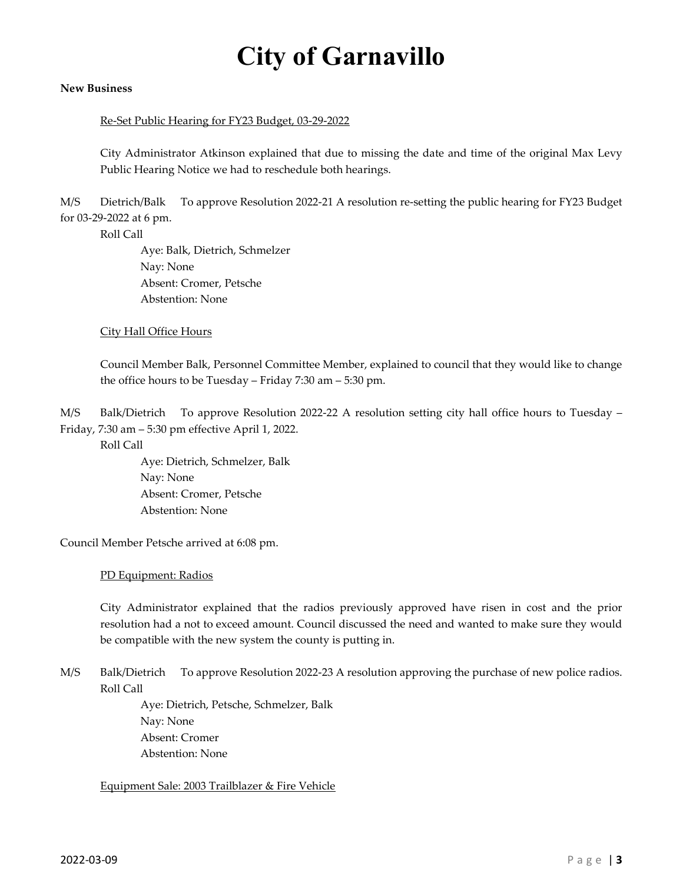# City of Garnavillo

**New Business**

Re-Set Public Hearing for FY23 Budget, 03-29-2022

City Administrator Atkinson explained that due to missing the date and time of the original Max Levy Public Hearing Notice we had to reschedule both hearings.

M/S Dietrich/Balk To approve Resolution 2022-21 A resolution re-setting the public hearing for FY23 Budget for 03-29-2022 at 6 pm.

Roll Call
Aye: Balk, Dietrich, Schmelzer
Nay: None
Absent: Cromer, Petsche
Abstention: None

City Hall Office Hours

Council Member Balk, Personnel Committee Member, explained to council that they would like to change the office hours to be Tuesday – Friday 7:30 am – 5:30 pm.

M/S Balk/Dietrich To approve Resolution 2022-22 A resolution setting city hall office hours to Tuesday – Friday, 7:30 am – 5:30 pm effective April 1, 2022.

Roll Call
Aye: Dietrich, Schmelzer, Balk
Nay: None
Absent: Cromer, Petsche
Abstention: None

Council Member Petsche arrived at 6:08 pm.

PD Equipment: Radios

City Administrator explained that the radios previously approved have risen in cost and the prior resolution had a not to exceed amount. Council discussed the need and wanted to make sure they would be compatible with the new system the county is putting in.

M/S Balk/Dietrich To approve Resolution 2022-23 A resolution approving the purchase of new police radios.

Roll Call
Aye: Dietrich, Petsche, Schmelzer, Balk
Nay: None
Absent: Cromer
Abstention: None

Equipment Sale: 2003 Trailblazer & Fire Vehicle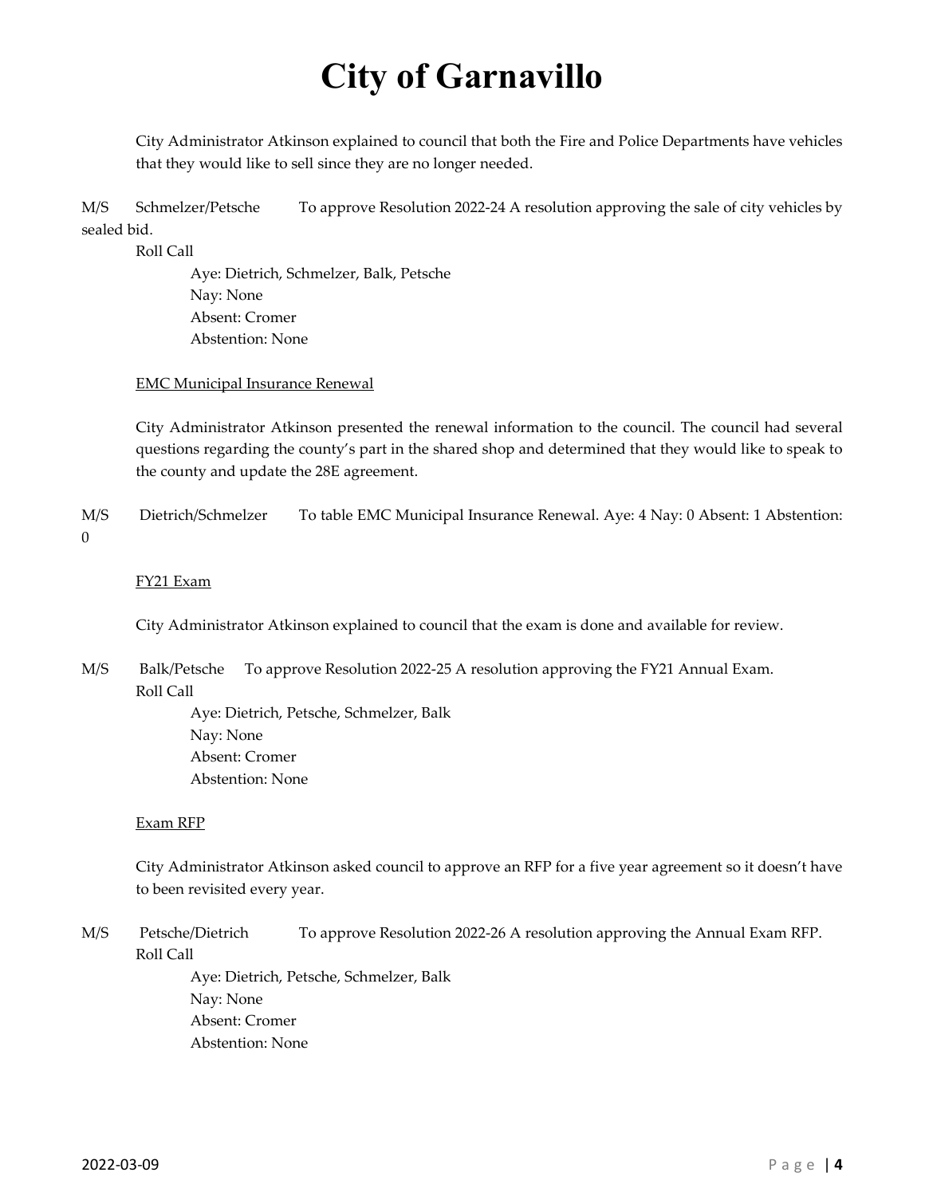# City of Garnavillo

City Administrator Atkinson explained to council that both the Fire and Police Departments have vehicles that they would like to sell since they are no longer needed.

M/S Schmelzer/Petsche To approve Resolution 2022-24 A resolution approving the sale of city vehicles by sealed bid.

Roll Call

Aye: Dietrich, Schmelzer, Balk, Petsche
Nay: None
Absent: Cromer
Abstention: None

<u>EMC Municipal Insurance Renewal</u>

City Administrator Atkinson presented the renewal information to the council. The council had several questions regarding the county's part in the shared shop and determined that they would like to speak to the county and update the 28E agreement.

M/S Dietrich/Schmelzer To table EMC Municipal Insurance Renewal. Aye: 4 Nay: 0 Absent: 1 Abstention: 0

<u>FY21 Exam</u>

City Administrator Atkinson explained to council that the exam is done and available for review.

M/S Balk/Petsche To approve Resolution 2022-25 A resolution approving the FY21 Annual Exam.

Roll Call

Aye: Dietrich, Petsche, Schmelzer, Balk
Nay: None
Absent: Cromer
Abstention: None

<u>Exam RFP</u>

City Administrator Atkinson asked council to approve an RFP for a five year agreement so it doesn't have to been revisited every year.

M/S Petsche/Dietrich To approve Resolution 2022-26 A resolution approving the Annual Exam RFP.

Roll Call

Aye: Dietrich, Petsche, Schmelzer, Balk
Nay: None
Absent: Cromer
Abstention: None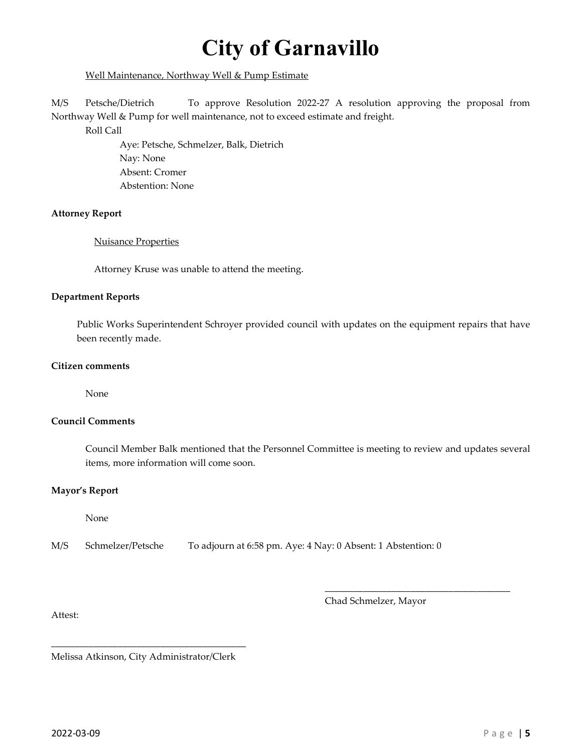# City of Garnavillo

Well Maintenance, Northway Well & Pump Estimate

M/S Petsche/Dietrich To approve Resolution 2022-27 A resolution approving the proposal from Northway Well & Pump for well maintenance, not to exceed estimate and freight.

Roll Call

Aye: Petsche, Schmelzer, Balk, Dietrich
Nay: None
Absent: Cromer
Abstention: None

**Attorney Report**

Nuisance Properties

Attorney Kruse was unable to attend the meeting.

**Department Reports**

Public Works Superintendent Schroyer provided council with updates on the equipment repairs that have been recently made.

**Citizen comments**

None

**Council Comments**

Council Member Balk mentioned that the Personnel Committee is meeting to review and updates several items, more information will come soon.

**Mayor's Report**

None

M/S Schmelzer/Petsche To adjourn at 6:58 pm. Aye: 4 Nay: 0 Absent: 1 Abstention: 0

\_\_\_\_\_\_\_\_\_\_\_\_\_\_\_\_\_\_\_\_\_\_\_\_\_\_\_\_\_\_\_\_\_\_\_\_\_\_\_\_
Chad Schmelzer, Mayor

Attest:

\_\_\_\_\_\_\_\_\_\_\_\_\_\_\_\_\_\_\_\_\_\_\_\_\_\_\_\_\_\_\_\_\_\_\_\_\_\_\_\_
Melissa Atkinson, City Administrator/Clerk